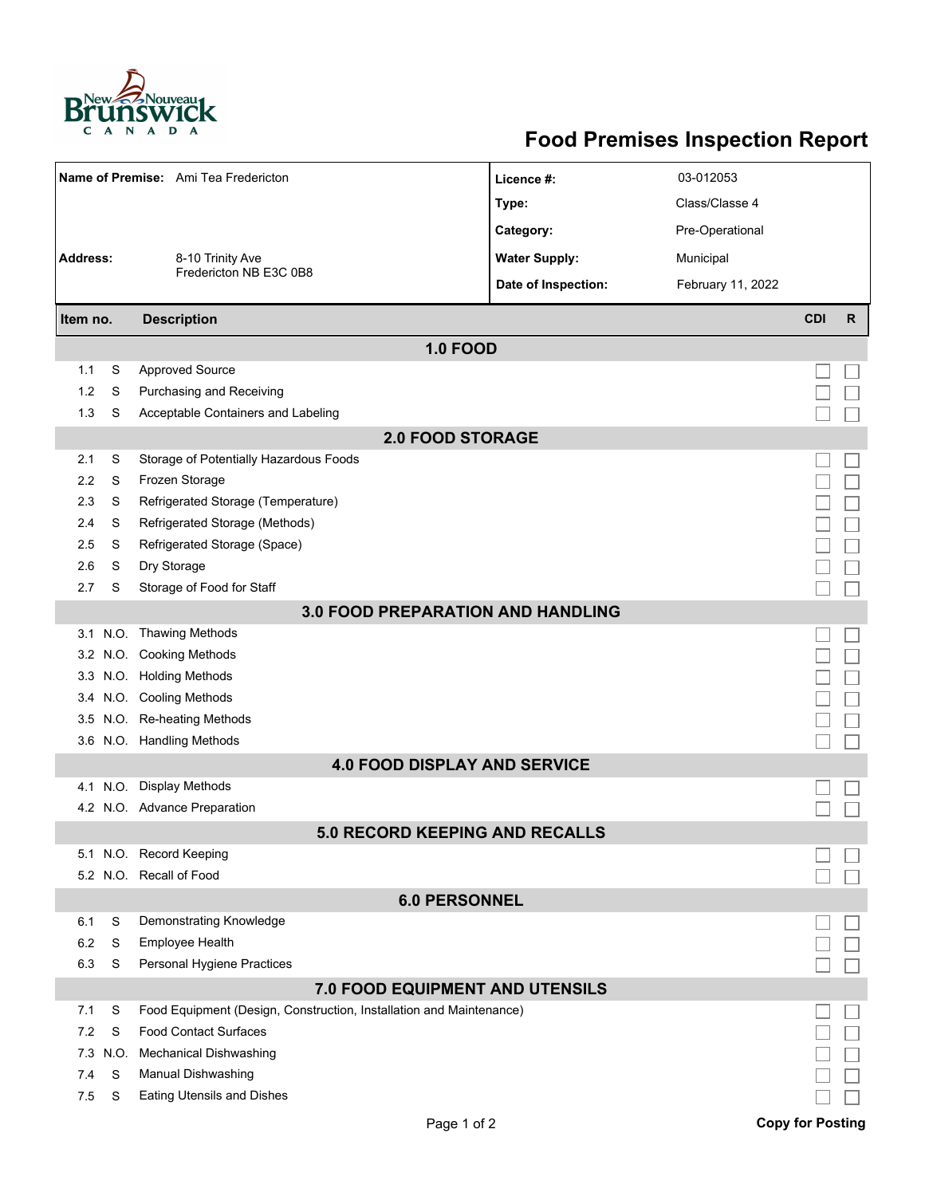# Food Premises Inspection Report

| | | | |
|---|---|---|---|
| **Name of Premise:** | Ami Tea Fredericton | **Licence #:** | 03-012053 |
| | | **Type:** | Class/Classe 4 |
| | | **Category:** | Pre-Operational |
| **Address:** | 8-10 Trinity Ave<br>Fredericton NB E3C 0B8 | **Water Supply:** | Municipal |
| | | **Date of Inspection:** | February 11, 2022 |

| Item no. | | Description | CDI | R |
|---|---|---|---|---|
| **1.0 FOOD** | | | | |
| 1.1 | S | Approved Source | ☐ | ☐ |
| 1.2 | S | Purchasing and Receiving | ☐ | ☐ |
| 1.3 | S | Acceptable Containers and Labeling | ☐ | ☐ |
| **2.0 FOOD STORAGE** | | | | |
| 2.1 | S | Storage of Potentially Hazardous Foods | ☐ | ☐ |
| 2.2 | S | Frozen Storage | ☐ | ☐ |
| 2.3 | S | Refrigerated Storage (Temperature) | ☐ | ☐ |
| 2.4 | S | Refrigerated Storage (Methods) | ☐ | ☐ |
| 2.5 | S | Refrigerated Storage (Space) | ☐ | ☐ |
| 2.6 | S | Dry Storage | ☐ | ☐ |
| 2.7 | S | Storage of Food for Staff | ☐ | ☐ |
| **3.0 FOOD PREPARATION AND HANDLING** | | | | |
| 3.1 | N.O. | Thawing Methods | ☐ | ☐ |
| 3.2 | N.O. | Cooking Methods | ☐ | ☐ |
| 3.3 | N.O. | Holding Methods | ☐ | ☐ |
| 3.4 | N.O. | Cooling Methods | ☐ | ☐ |
| 3.5 | N.O. | Re-heating Methods | ☐ | ☐ |
| 3.6 | N.O. | Handling Methods | ☐ | ☐ |
| **4.0 FOOD DISPLAY AND SERVICE** | | | | |
| 4.1 | N.O. | Display Methods | ☐ | ☐ |
| 4.2 | N.O. | Advance Preparation | ☐ | ☐ |
| **5.0 RECORD KEEPING AND RECALLS** | | | | |
| 5.1 | N.O. | Record Keeping | ☐ | ☐ |
| 5.2 | N.O. | Recall of Food | ☐ | ☐ |
| **6.0 PERSONNEL** | | | | |
| 6.1 | S | Demonstrating Knowledge | ☐ | ☐ |
| 6.2 | S | Employee Health | ☐ | ☐ |
| 6.3 | S | Personal Hygiene Practices | ☐ | ☐ |
| **7.0 FOOD EQUIPMENT AND UTENSILS** | | | | |
| 7.1 | S | Food Equipment (Design, Construction, Installation and Maintenance) | ☐ | ☐ |
| 7.2 | S | Food Contact Surfaces | ☐ | ☐ |
| 7.3 | N.O. | Mechanical Dishwashing | ☐ | ☐ |
| 7.4 | S | Manual Dishwashing | ☐ | ☐ |
| 7.5 | S | Eating Utensils and Dishes | ☐ | ☐ |

**Copy for Posting**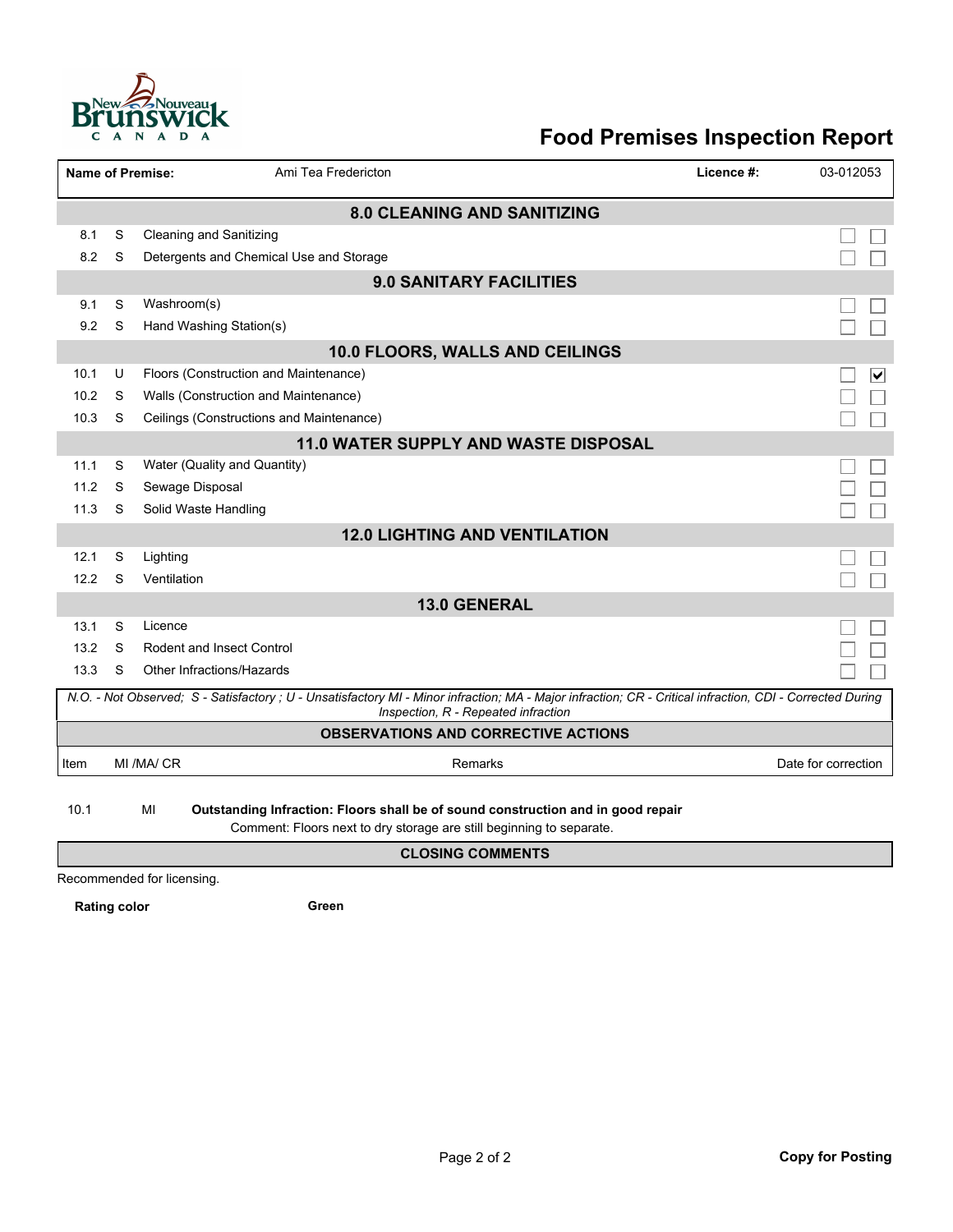# Food Premises Inspection Report

| **Name of Premise:** | Ami Tea Fredericton | **Licence #:** | 03-012053 |
|---|---|---|---|

## 8.0 CLEANING AND SANITIZING

| | | | | |
|---|---|---|---|---|
| 8.1 | S | Cleaning and Sanitizing | ☐ | ☐ |
| 8.2 | S | Detergents and Chemical Use and Storage | ☐ | ☐ |

## 9.0 SANITARY FACILITIES

| | | | | |
|---|---|---|---|---|
| 9.1 | S | Washroom(s) | ☐ | ☐ |
| 9.2 | S | Hand Washing Station(s) | ☐ | ☐ |

## 10.0 FLOORS, WALLS AND CEILINGS

| | | | | |
|---|---|---|---|---|
| 10.1 | U | Floors (Construction and Maintenance) | ☐ | ☑ |
| 10.2 | S | Walls (Construction and Maintenance) | ☐ | ☐ |
| 10.3 | S | Ceilings (Constructions and Maintenance) | ☐ | ☐ |

## 11.0 WATER SUPPLY AND WASTE DISPOSAL

| | | | | |
|---|---|---|---|---|
| 11.1 | S | Water (Quality and Quantity) | ☐ | ☐ |
| 11.2 | S | Sewage Disposal | ☐ | ☐ |
| 11.3 | S | Solid Waste Handling | ☐ | ☐ |

## 12.0 LIGHTING AND VENTILATION

| | | | | |
|---|---|---|---|---|
| 12.1 | S | Lighting | ☐ | ☐ |
| 12.2 | S | Ventilation | ☐ | ☐ |

## 13.0 GENERAL

| | | | | |
|---|---|---|---|---|
| 13.1 | S | Licence | ☐ | ☐ |
| 13.2 | S | Rodent and Insect Control | ☐ | ☐ |
| 13.3 | S | Other Infractions/Hazards | ☐ | ☐ |

*N.O. - Not Observed; S - Satisfactory ; U - Unsatisfactory MI - Minor infraction; MA - Major infraction; CR - Critical infraction, CDI - Corrected During Inspection, R - Repeated infraction*

## OBSERVATIONS AND CORRECTIVE ACTIONS

| Item | MI /MA/ CR | Remarks | Date for correction |
|---|---|---|---|
| 10.1 | MI | **Outstanding Infraction: Floors shall be of sound construction and in good repair**<br>Comment: Floors next to dry storage are still beginning to separate. | |

## CLOSING COMMENTS

Recommended for licensing.

**Rating color** **Green**

**Copy for Posting**